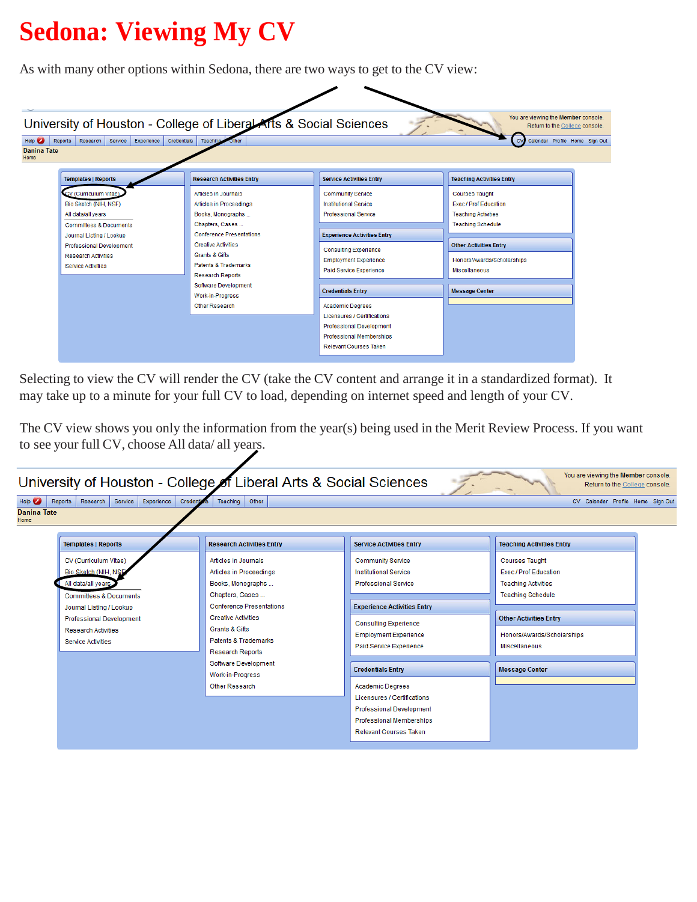# Sedona: Viewing My CV

As with many other options within Sedona, there are two ways to get to the CV view:

University of Houston - College of Liberal Arts & Social Sciences

You are viewing the Member console.
Return to the College console.

Help | Reports | Research | Service | Experience | Credentials | Teaching | Other | CV | Calendar | Profile | Home | Sign Out

Danina Tate
Home

**Templates | Reports**
- CV (Curriculum Vitae)
- Bio Sketch (NIH, NSF)
- All data/all years
- Committees & Documents
- Journal Listing / Lookup
- Professional Development
- Research Activities
- Service Activities

**Research Activities Entry**
- Articles in Journals
- Articles in Proceedings
- Books, Monographs ...
- Chapters, Cases ...
- Conference Presentations
- Creative Activities
- Grants & Gifts
- Patents & Trademarks
- Research Reports
- Software Development
- Work-in-Progress
- Other Research

**Service Activities Entry**
- Community Service
- Institutional Service
- Professional Service

**Experience Activities Entry**
- Consulting Experience
- Employment Experience
- Paid Service Experience

**Credentials Entry**
- Academic Degrees
- Licensures / Certifications
- Professional Development
- Professional Memberships
- Relevant Courses Taken

**Teaching Activities Entry**
- Courses Taught
- Exec / Prof Education
- Teaching Activities
- Teaching Schedule

**Other Activities Entry**
- Honors/Awards/Scholarships
- Miscellaneous

**Message Center**

Selecting to view the CV will render the CV (take the CV content and arrange it in a standardized format). It may take up to a minute for your full CV to load, depending on internet speed and length of your CV.

The CV view shows you only the information from the year(s) being used in the Merit Review Process. If you want to see your full CV, choose All data/ all years.

University of Houston - College of Liberal Arts & Social Sciences

You are viewing the Member console.
Return to the College console.

Help | Reports | Research | Service | Experience | Credentials | Teaching | Other | CV | Calendar | Profile | Home | Sign Out

Danina Tate
Home

**Templates | Reports**
- CV (Curriculum Vitae)
- Bio Sketch (NIH, NSF)
- All data/all years
- Committees & Documents
- Journal Listing / Lookup
- Professional Development
- Research Activities
- Service Activities

**Research Activities Entry**
- Articles in Journals
- Articles in Proceedings
- Books, Monographs ...
- Chapters, Cases ...
- Conference Presentations
- Creative Activities
- Grants & Gifts
- Patents & Trademarks
- Research Reports
- Software Development
- Work-in-Progress
- Other Research

**Service Activities Entry**
- Community Service
- Institutional Service
- Professional Service

**Experience Activities Entry**
- Consulting Experience
- Employment Experience
- Paid Service Experience

**Credentials Entry**
- Academic Degrees
- Licensures / Certifications
- Professional Development
- Professional Memberships
- Relevant Courses Taken

**Teaching Activities Entry**
- Courses Taught
- Exec / Prof Education
- Teaching Activities
- Teaching Schedule

**Other Activities Entry**
- Honors/Awards/Scholarships
- Miscellaneous

**Message Center**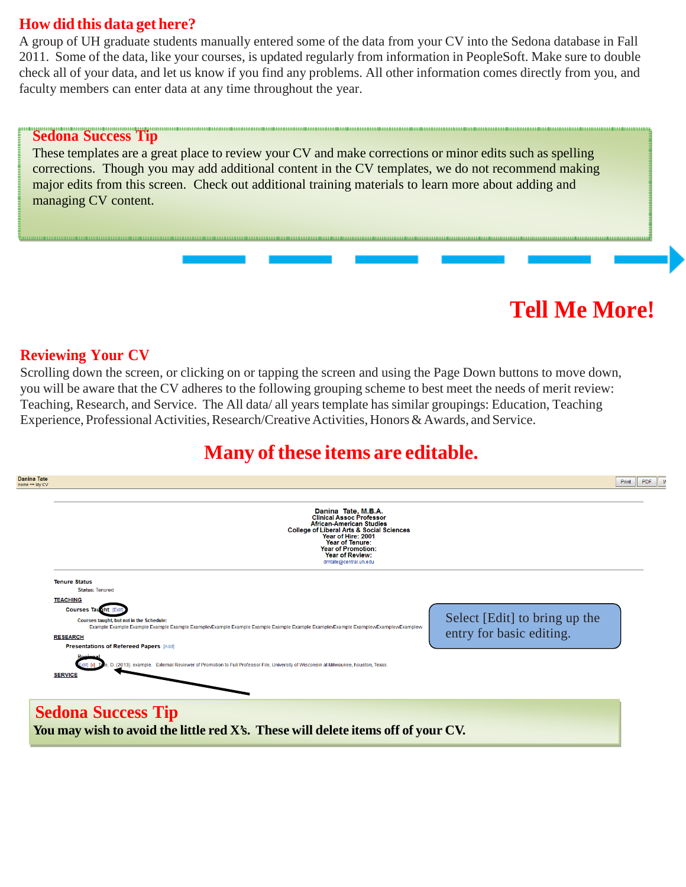## How did this data get here?

A group of UH graduate students manually entered some of the data from your CV into the Sedona database in Fall 2011. Some of the data, like your courses, is updated regularly from information in PeopleSoft. Make sure to double check all of your data, and let us know if you find any problems. All other information comes directly from you, and faculty members can enter data at any time throughout the year.

### Sedona Success Tip

These templates are a great place to review your CV and make corrections or minor edits such as spelling corrections. Though you may add additional content in the CV templates, we do not recommend making major edits from this screen. Check out additional training materials to learn more about adding and managing CV content.

# Tell Me More!

## Reviewing Your CV

Scrolling down the screen, or clicking on or tapping the screen and using the Page Down buttons to move down, you will be aware that the CV adheres to the following grouping scheme to best meet the needs of merit review: Teaching, Research, and Service. The All data/ all years template has similar groupings: Education, Teaching Experience, Professional Activities, Research/Creative Activities, Honors & Awards, and Service.

## Many of these items are editable.

Danina Tate
Home ••• My CV

Print | PDF

**Danina Tate, M.B.A.**
**Clinical Assoc Professor**
**African-American Studies**
**College of Liberal Arts & Social Sciences**
**Year of Hire: 2001**
**Year of Tenure:**
**Year of Promotion:**
**Year of Review:**
dmtate@central.uh.edu

**Tenure Status**
Status: Tenured

**TEACHING**

**Courses Taught** [Edit]

Courses taught, but not in the Schedule:
Example Example Example Example Example ExampleExample Example Example Example Example ExampleExample Example ExampleExampleExample

**RESEARCH**

**Presentations of Refereed Papers** [Add]

Regional
[Edit] [x] Tate, D. (2013). example. External Reviewer of Promotion to Full Professor File, University of Wisconsin at Milwaukee, houston, Texas.

**SERVICE**

Select [Edit] to bring up the entry for basic editing.

### Sedona Success Tip

**You may wish to avoid the little red X's. These will delete items off of your CV.**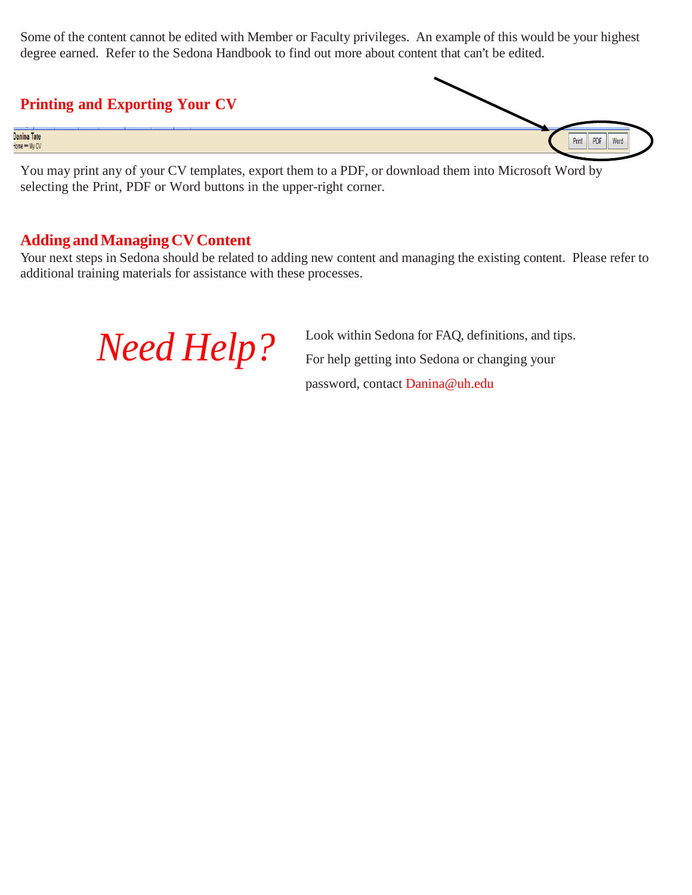Some of the content cannot be edited with Member or Faculty privileges. An example of this would be your highest degree earned. Refer to the Sedona Handbook to find out more about content that can't be edited.

## Printing and Exporting Your CV

Danina Tate
Home ••• My CV

Print PDF Word

You may print any of your CV templates, export them to a PDF, or download them into Microsoft Word by selecting the Print, PDF or Word buttons in the upper-right corner.

## Adding and Managing CV Content

Your next steps in Sedona should be related to adding new content and managing the existing content. Please refer to additional training materials for assistance with these processes.

*Need Help?*

Look within Sedona for FAQ, definitions, and tips.
For help getting into Sedona or changing your password, contact Danina@uh.edu